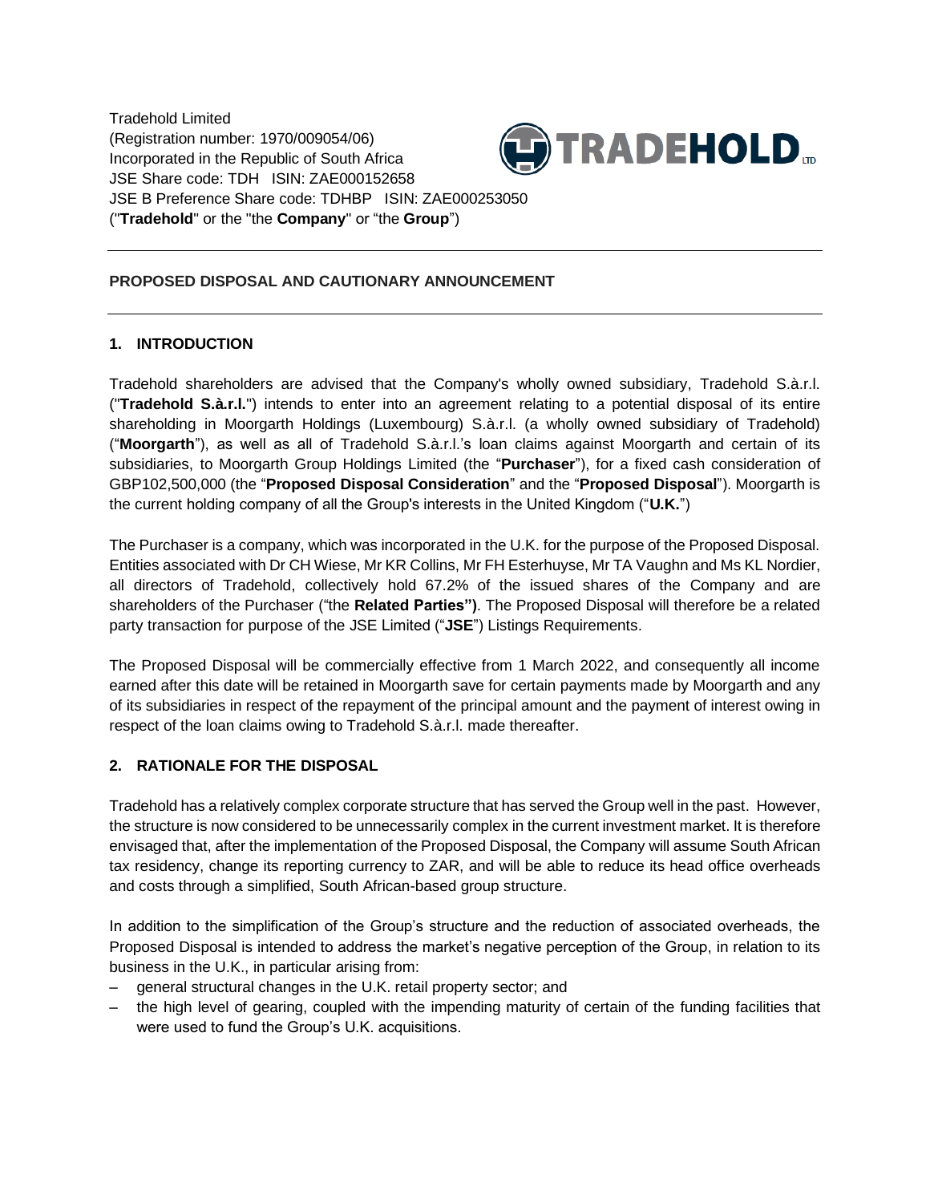Tradehold Limited
(Registration number: 1970/009054/06)
Incorporated in the Republic of South Africa
JSE Share code: TDH ISIN: ZAE000152658
JSE B Preference Share code: TDHBP ISIN: ZAE000253050
("**Tradehold**" or the "the **Company**" or "the **Group**")

---

## PROPOSED DISPOSAL AND CAUTIONARY ANNOUNCEMENT

---

### 1. INTRODUCTION

Tradehold shareholders are advised that the Company's wholly owned subsidiary, Tradehold S.à.r.l. ("**Tradehold S.à.r.l.**") intends to enter into an agreement relating to a potential disposal of its entire shareholding in Moorgarth Holdings (Luxembourg) S.à.r.l. (a wholly owned subsidiary of Tradehold) ("**Moorgarth**"), as well as all of Tradehold S.à.r.l.'s loan claims against Moorgarth and certain of its subsidiaries, to Moorgarth Group Holdings Limited (the "**Purchaser**"), for a fixed cash consideration of GBP102,500,000 (the "**Proposed Disposal Consideration**" and the "**Proposed Disposal**"). Moorgarth is the current holding company of all the Group's interests in the United Kingdom ("**U.K.**")

The Purchaser is a company, which was incorporated in the U.K. for the purpose of the Proposed Disposal. Entities associated with Dr CH Wiese, Mr KR Collins, Mr FH Esterhuyse, Mr TA Vaughn and Ms KL Nordier, all directors of Tradehold, collectively hold 67.2% of the issued shares of the Company and are shareholders of the Purchaser ("the **Related Parties")**. The Proposed Disposal will therefore be a related party transaction for purpose of the JSE Limited ("**JSE**") Listings Requirements.

The Proposed Disposal will be commercially effective from 1 March 2022, and consequently all income earned after this date will be retained in Moorgarth save for certain payments made by Moorgarth and any of its subsidiaries in respect of the repayment of the principal amount and the payment of interest owing in respect of the loan claims owing to Tradehold S.à.r.l. made thereafter.

### 2. RATIONALE FOR THE DISPOSAL

Tradehold has a relatively complex corporate structure that has served the Group well in the past. However, the structure is now considered to be unnecessarily complex in the current investment market. It is therefore envisaged that, after the implementation of the Proposed Disposal, the Company will assume South African tax residency, change its reporting currency to ZAR, and will be able to reduce its head office overheads and costs through a simplified, South African-based group structure.

In addition to the simplification of the Group's structure and the reduction of associated overheads, the Proposed Disposal is intended to address the market's negative perception of the Group, in relation to its business in the U.K., in particular arising from:

- general structural changes in the U.K. retail property sector; and
- the high level of gearing, coupled with the impending maturity of certain of the funding facilities that were used to fund the Group's U.K. acquisitions.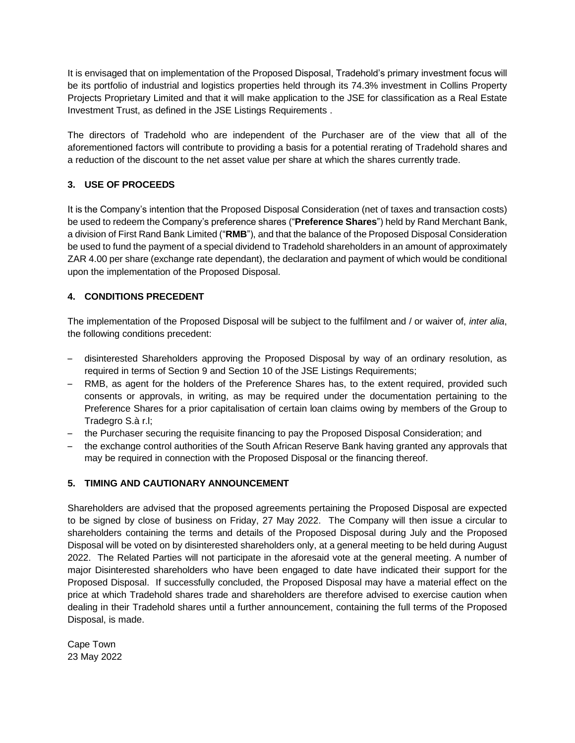It is envisaged that on implementation of the Proposed Disposal, Tradehold's primary investment focus will be its portfolio of industrial and logistics properties held through its 74.3% investment in Collins Property Projects Proprietary Limited and that it will make application to the JSE for classification as a Real Estate Investment Trust, as defined in the JSE Listings Requirements .

The directors of Tradehold who are independent of the Purchaser are of the view that all of the aforementioned factors will contribute to providing a basis for a potential rerating of Tradehold shares and a reduction of the discount to the net asset value per share at which the shares currently trade.

## 3. USE OF PROCEEDS

It is the Company's intention that the Proposed Disposal Consideration (net of taxes and transaction costs) be used to redeem the Company's preference shares ("**Preference Shares**") held by Rand Merchant Bank, a division of First Rand Bank Limited ("**RMB**"), and that the balance of the Proposed Disposal Consideration be used to fund the payment of a special dividend to Tradehold shareholders in an amount of approximately ZAR 4.00 per share (exchange rate dependant), the declaration and payment of which would be conditional upon the implementation of the Proposed Disposal.

## 4. CONDITIONS PRECEDENT

The implementation of the Proposed Disposal will be subject to the fulfilment and / or waiver of, *inter alia*, the following conditions precedent:

- disinterested Shareholders approving the Proposed Disposal by way of an ordinary resolution, as required in terms of Section 9 and Section 10 of the JSE Listings Requirements;
- RMB, as agent for the holders of the Preference Shares has, to the extent required, provided such consents or approvals, in writing, as may be required under the documentation pertaining to the Preference Shares for a prior capitalisation of certain loan claims owing by members of the Group to Tradegro S.à r.l;
- the Purchaser securing the requisite financing to pay the Proposed Disposal Consideration; and
- the exchange control authorities of the South African Reserve Bank having granted any approvals that may be required in connection with the Proposed Disposal or the financing thereof.

## 5. TIMING AND CAUTIONARY ANNOUNCEMENT

Shareholders are advised that the proposed agreements pertaining the Proposed Disposal are expected to be signed by close of business on Friday, 27 May 2022. The Company will then issue a circular to shareholders containing the terms and details of the Proposed Disposal during July and the Proposed Disposal will be voted on by disinterested shareholders only, at a general meeting to be held during August 2022. The Related Parties will not participate in the aforesaid vote at the general meeting. A number of major Disinterested shareholders who have been engaged to date have indicated their support for the Proposed Disposal. If successfully concluded, the Proposed Disposal may have a material effect on the price at which Tradehold shares trade and shareholders are therefore advised to exercise caution when dealing in their Tradehold shares until a further announcement, containing the full terms of the Proposed Disposal, is made.

Cape Town
23 May 2022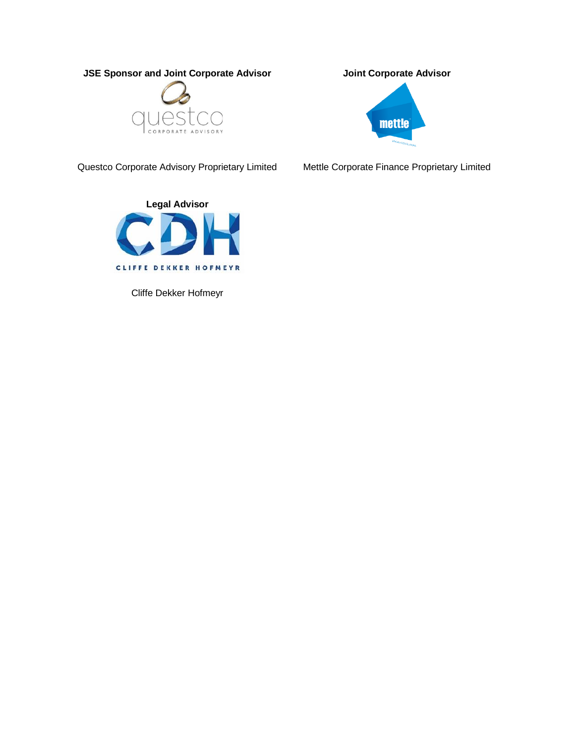**JSE Sponsor and Joint Corporate Advisor**

Questco Corporate Advisory Proprietary Limited

**Joint Corporate Advisor**

Mettle Corporate Finance Proprietary Limited

**Legal Advisor**

Cliffe Dekker Hofmeyr